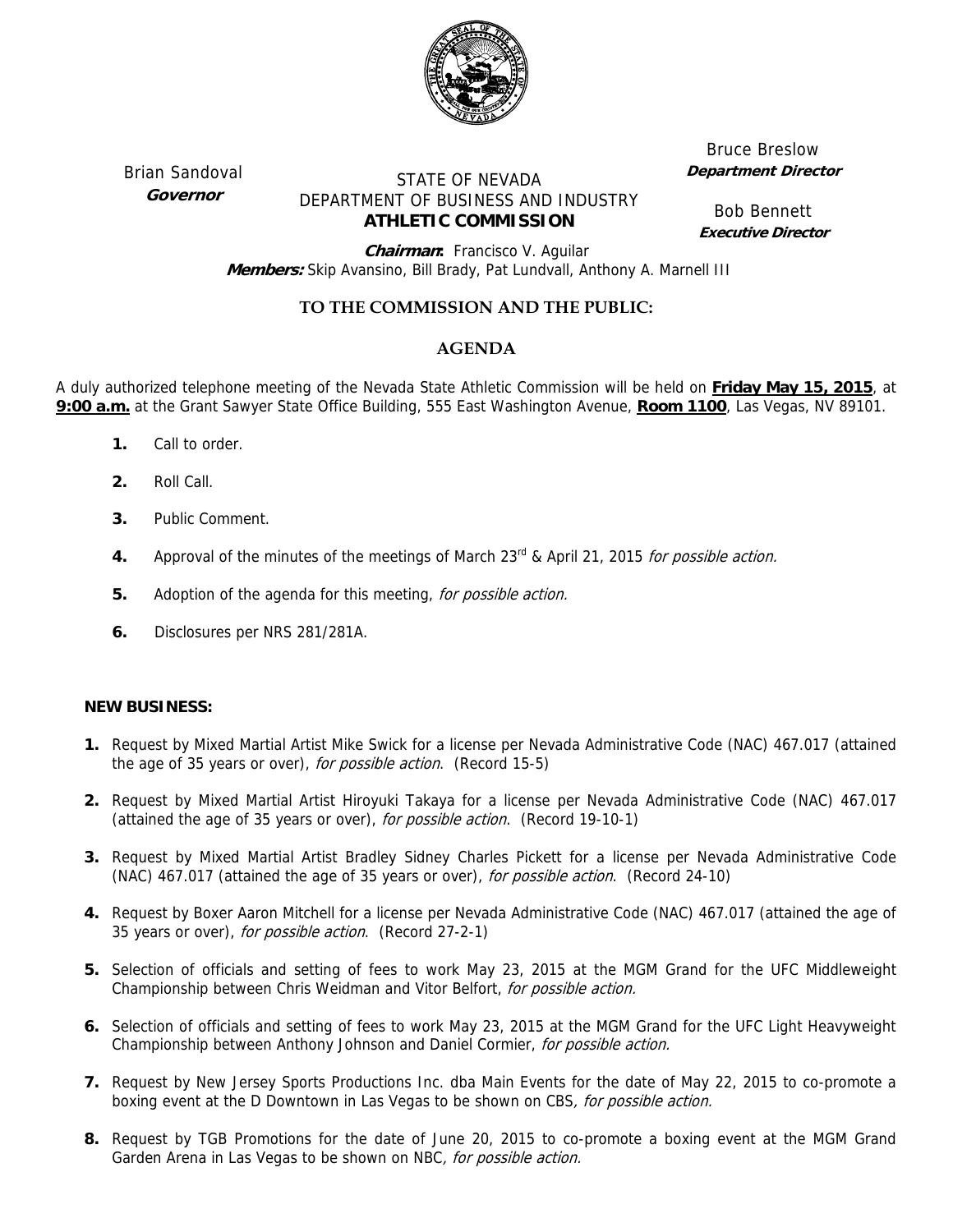Brian Sandoval
**Governor**

STATE OF NEVADA
DEPARTMENT OF BUSINESS AND INDUSTRY
**ATHLETIC COMMISSION**

Bruce Breslow
**Department Director**

Bob Bennett
**Executive Director**

**Chairman:** Francisco V. Aguilar
**Members:** Skip Avansino, Bill Brady, Pat Lundvall, Anthony A. Marnell III

## TO THE COMMISSION AND THE PUBLIC:

## AGENDA

A duly authorized telephone meeting of the Nevada State Athletic Commission will be held on **Friday May 15, 2015**, at **9:00 a.m.** at the Grant Sawyer State Office Building, 555 East Washington Avenue, **Room 1100**, Las Vegas, NV 89101.

1. Call to order.
2. Roll Call.
3. Public Comment.
4. Approval of the minutes of the meetings of March 23rd & April 21, 2015 *for possible action.*
5. Adoption of the agenda for this meeting, *for possible action.*
6. Disclosures per NRS 281/281A.

**NEW BUSINESS:**

1. Request by Mixed Martial Artist Mike Swick for a license per Nevada Administrative Code (NAC) 467.017 (attained the age of 35 years or over), *for possible action*. (Record 15-5)
2. Request by Mixed Martial Artist Hiroyuki Takaya for a license per Nevada Administrative Code (NAC) 467.017 (attained the age of 35 years or over), *for possible action*. (Record 19-10-1)
3. Request by Mixed Martial Artist Bradley Sidney Charles Pickett for a license per Nevada Administrative Code (NAC) 467.017 (attained the age of 35 years or over), *for possible action*. (Record 24-10)
4. Request by Boxer Aaron Mitchell for a license per Nevada Administrative Code (NAC) 467.017 (attained the age of 35 years or over), *for possible action*. (Record 27-2-1)
5. Selection of officials and setting of fees to work May 23, 2015 at the MGM Grand for the UFC Middleweight Championship between Chris Weidman and Vitor Belfort, *for possible action.*
6. Selection of officials and setting of fees to work May 23, 2015 at the MGM Grand for the UFC Light Heavyweight Championship between Anthony Johnson and Daniel Cormier, *for possible action.*
7. Request by New Jersey Sports Productions Inc. dba Main Events for the date of May 22, 2015 to co-promote a boxing event at the D Downtown in Las Vegas to be shown on CBS*, for possible action.*
8. Request by TGB Promotions for the date of June 20, 2015 to co-promote a boxing event at the MGM Grand Garden Arena in Las Vegas to be shown on NBC*, for possible action.*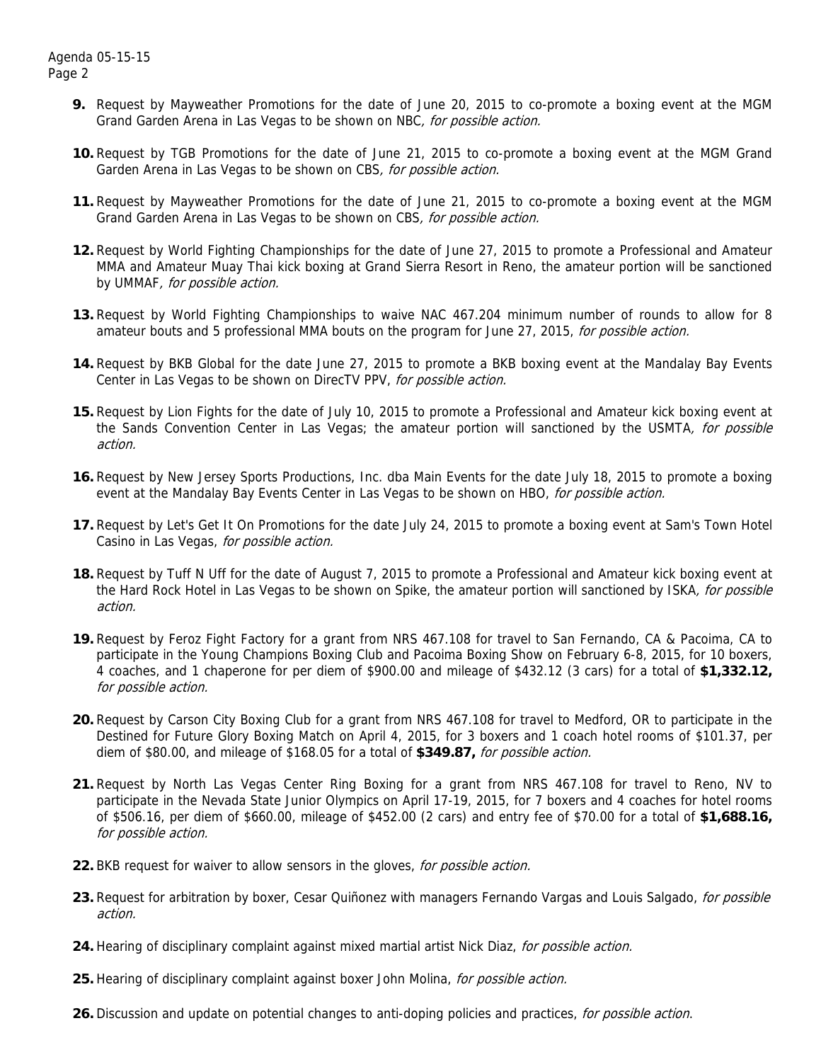9. Request by Mayweather Promotions for the date of June 20, 2015 to co-promote a boxing event at the MGM Grand Garden Arena in Las Vegas to be shown on NBC, *for possible action.*

10. Request by TGB Promotions for the date of June 21, 2015 to co-promote a boxing event at the MGM Grand Garden Arena in Las Vegas to be shown on CBS, *for possible action.*

11. Request by Mayweather Promotions for the date of June 21, 2015 to co-promote a boxing event at the MGM Grand Garden Arena in Las Vegas to be shown on CBS, *for possible action.*

12. Request by World Fighting Championships for the date of June 27, 2015 to promote a Professional and Amateur MMA and Amateur Muay Thai kick boxing at Grand Sierra Resort in Reno, the amateur portion will be sanctioned by UMMAF, *for possible action.*

13. Request by World Fighting Championships to waive NAC 467.204 minimum number of rounds to allow for 8 amateur bouts and 5 professional MMA bouts on the program for June 27, 2015, *for possible action.*

14. Request by BKB Global for the date June 27, 2015 to promote a BKB boxing event at the Mandalay Bay Events Center in Las Vegas to be shown on DirecTV PPV, *for possible action.*

15. Request by Lion Fights for the date of July 10, 2015 to promote a Professional and Amateur kick boxing event at the Sands Convention Center in Las Vegas; the amateur portion will sanctioned by the USMTA, *for possible action.*

16. Request by New Jersey Sports Productions, Inc. dba Main Events for the date July 18, 2015 to promote a boxing event at the Mandalay Bay Events Center in Las Vegas to be shown on HBO, *for possible action.*

17. Request by Let's Get It On Promotions for the date July 24, 2015 to promote a boxing event at Sam's Town Hotel Casino in Las Vegas, *for possible action.*

18. Request by Tuff N Uff for the date of August 7, 2015 to promote a Professional and Amateur kick boxing event at the Hard Rock Hotel in Las Vegas to be shown on Spike, the amateur portion will sanctioned by ISKA, *for possible action.*

19. Request by Feroz Fight Factory for a grant from NRS 467.108 for travel to San Fernando, CA & Pacoima, CA to participate in the Young Champions Boxing Club and Pacoima Boxing Show on February 6-8, 2015, for 10 boxers, 4 coaches, and 1 chaperone for per diem of $900.00 and mileage of $432.12 (3 cars) for a total of **$1,332.12,** *for possible action.*

20. Request by Carson City Boxing Club for a grant from NRS 467.108 for travel to Medford, OR to participate in the Destined for Future Glory Boxing Match on April 4, 2015, for 3 boxers and 1 coach hotel rooms of $101.37, per diem of $80.00, and mileage of $168.05 for a total of **$349.87,** *for possible action.*

21. Request by North Las Vegas Center Ring Boxing for a grant from NRS 467.108 for travel to Reno, NV to participate in the Nevada State Junior Olympics on April 17-19, 2015, for 7 boxers and 4 coaches for hotel rooms of $506.16, per diem of $660.00, mileage of $452.00 (2 cars) and entry fee of $70.00 for a total of **$1,688.16,** *for possible action.*

22. BKB request for waiver to allow sensors in the gloves, *for possible action.*

23. Request for arbitration by boxer, Cesar Quiñonez with managers Fernando Vargas and Louis Salgado, *for possible action.*

24. Hearing of disciplinary complaint against mixed martial artist Nick Diaz, *for possible action.*

25. Hearing of disciplinary complaint against boxer John Molina, *for possible action.*

26. Discussion and update on potential changes to anti-doping policies and practices, *for possible action.*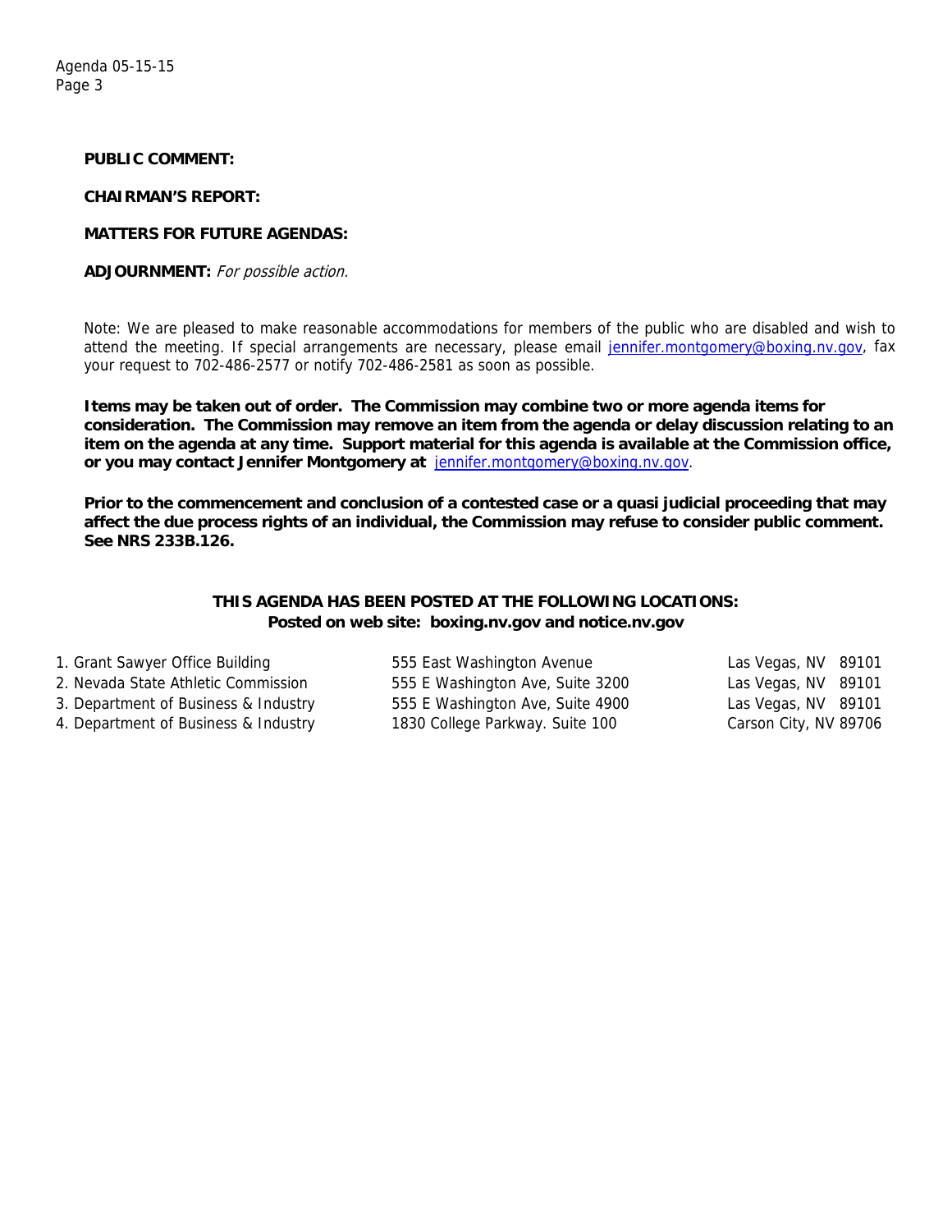**PUBLIC COMMENT:**

**CHAIRMAN'S REPORT:**

**MATTERS FOR FUTURE AGENDAS:**

**ADJOURNMENT:** *For possible action.*

Note: We are pleased to make reasonable accommodations for members of the public who are disabled and wish to attend the meeting. If special arrangements are necessary, please email jennifer.montgomery@boxing.nv.gov, fax your request to 702-486-2577 or notify 702-486-2581 as soon as possible.

**Items may be taken out of order. The Commission may combine two or more agenda items for consideration. The Commission may remove an item from the agenda or delay discussion relating to an item on the agenda at any time. Support material for this agenda is available at the Commission office, or you may contact Jennifer Montgomery at** jennifer.montgomery@boxing.nv.gov.

**Prior to the commencement and conclusion of a contested case or a quasi judicial proceeding that may affect the due process rights of an individual, the Commission may refuse to consider public comment. See NRS 233B.126.**

**THIS AGENDA HAS BEEN POSTED AT THE FOLLOWING LOCATIONS:**
**Posted on web site: boxing.nv.gov and notice.nv.gov**

| | | |
|---|---|---|
| 1. Grant Sawyer Office Building | 555 East Washington Avenue | Las Vegas, NV 89101 |
| 2. Nevada State Athletic Commission | 555 E Washington Ave, Suite 3200 | Las Vegas, NV 89101 |
| 3. Department of Business & Industry | 555 E Washington Ave, Suite 4900 | Las Vegas, NV 89101 |
| 4. Department of Business & Industry | 1830 College Parkway. Suite 100 | Carson City, NV 89706 |